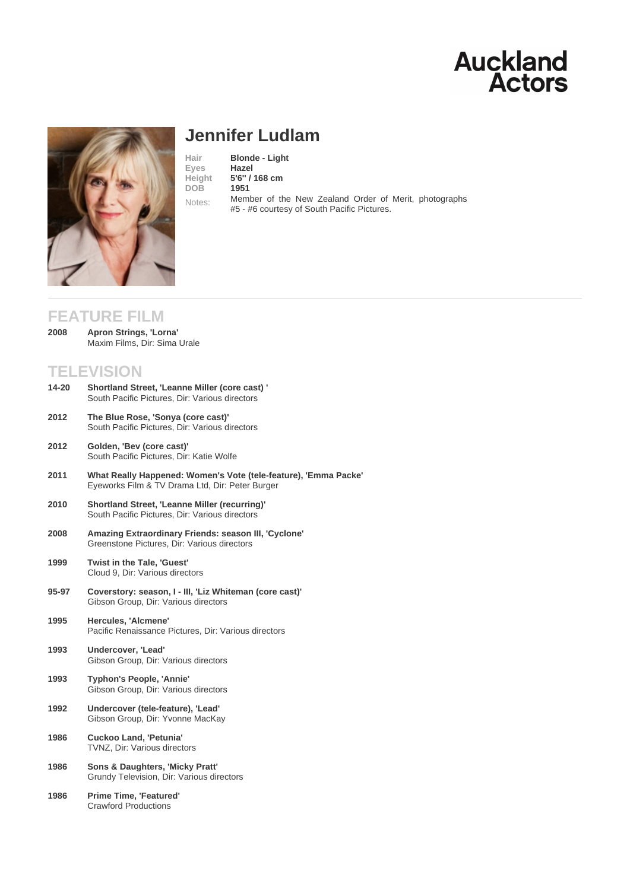Auckland Actors

# Jennifer Ludlam

| | |
|---|---|
| Hair | **Blonde - Light** |
| Eyes | **Hazel** |
| Height | **5'6'' / 168 cm** |
| DOB | **1951** |
| Notes: | Member of the New Zealand Order of Merit, photographs #5 - #6 courtesy of South Pacific Pictures. |

## FEATURE FILM

**2008** **Apron Strings, 'Lorna'**
Maxim Films, Dir: Sima Urale

## TELEVISION

**14-20** **Shortland Street, 'Leanne Miller (core cast) '**
South Pacific Pictures, Dir: Various directors

**2012** **The Blue Rose, 'Sonya (core cast)'**
South Pacific Pictures, Dir: Various directors

**2012** **Golden, 'Bev (core cast)'**
South Pacific Pictures, Dir: Katie Wolfe

**2011** **What Really Happened: Women's Vote (tele-feature), 'Emma Packe'**
Eyeworks Film & TV Drama Ltd, Dir: Peter Burger

**2010** **Shortland Street, 'Leanne Miller (recurring)'**
South Pacific Pictures, Dir: Various directors

**2008** **Amazing Extraordinary Friends: season III, 'Cyclone'**
Greenstone Pictures, Dir: Various directors

**1999** **Twist in the Tale, 'Guest'**
Cloud 9, Dir: Various directors

**95-97** **Coverstory: season, I - III, 'Liz Whiteman (core cast)'**
Gibson Group, Dir: Various directors

**1995** **Hercules, 'Alcmene'**
Pacific Renaissance Pictures, Dir: Various directors

**1993** **Undercover, 'Lead'**
Gibson Group, Dir: Various directors

**1993** **Typhon's People, 'Annie'**
Gibson Group, Dir: Various directors

**1992** **Undercover (tele-feature), 'Lead'**
Gibson Group, Dir: Yvonne MacKay

**1986** **Cuckoo Land, 'Petunia'**
TVNZ, Dir: Various directors

**1986** **Sons & Daughters, 'Micky Pratt'**
Grundy Television, Dir: Various directors

**1986** **Prime Time, 'Featured'**
Crawford Productions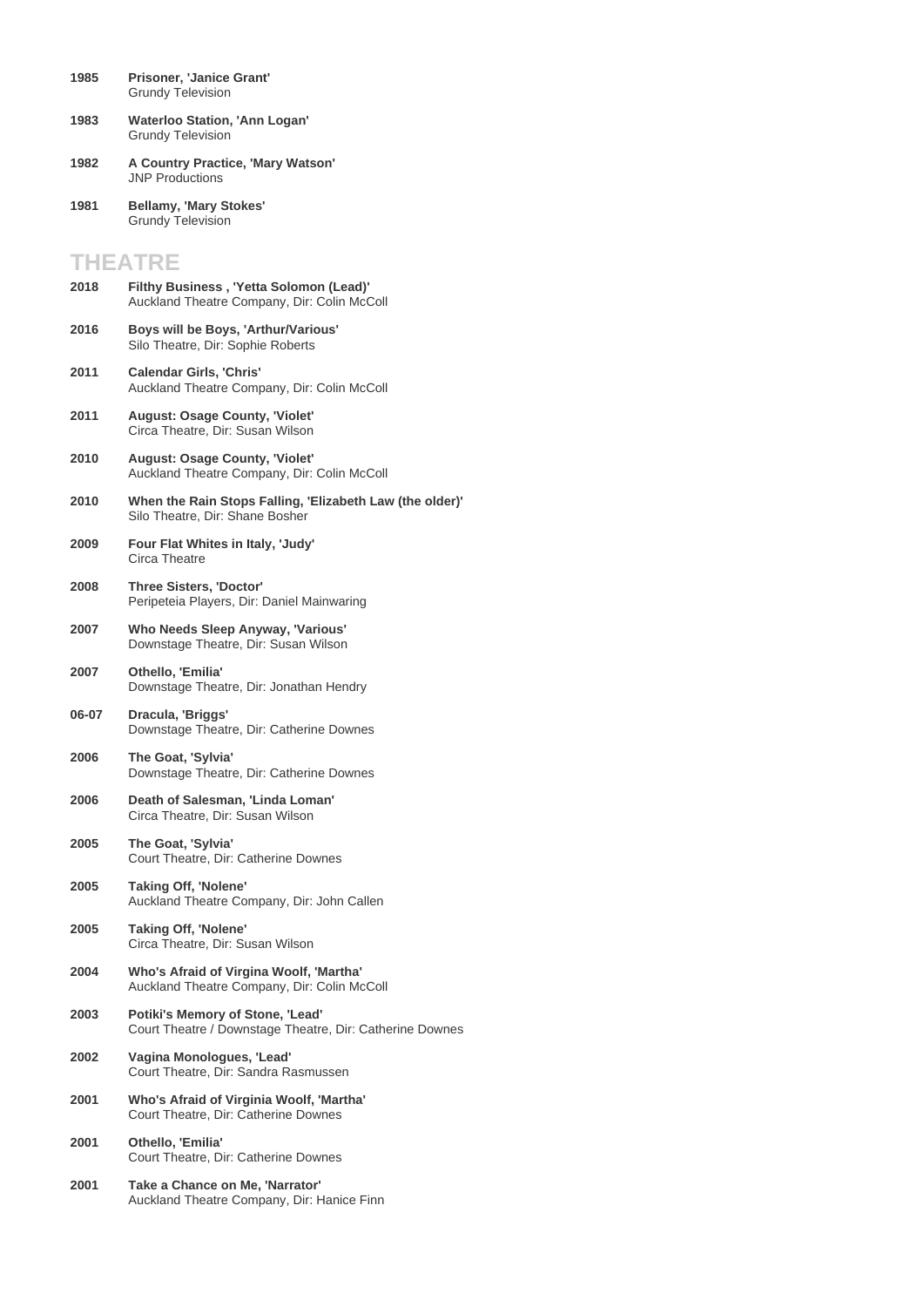**1985** **Prisoner, 'Janice Grant'**
Grundy Television

**1983** **Waterloo Station, 'Ann Logan'**
Grundy Television

**1982** **A Country Practice, 'Mary Watson'**
JNP Productions

**1981** **Bellamy, 'Mary Stokes'**
Grundy Television

## THEATRE

**2018** **Filthy Business , 'Yetta Solomon (Lead)'**
Auckland Theatre Company, Dir: Colin McColl

**2016** **Boys will be Boys, 'Arthur/Various'**
Silo Theatre, Dir: Sophie Roberts

**2011** **Calendar Girls, 'Chris'**
Auckland Theatre Company, Dir: Colin McColl

**2011** **August: Osage County, 'Violet'**
Circa Theatre, Dir: Susan Wilson

**2010** **August: Osage County, 'Violet'**
Auckland Theatre Company, Dir: Colin McColl

**2010** **When the Rain Stops Falling, 'Elizabeth Law (the older)'**
Silo Theatre, Dir: Shane Bosher

**2009** **Four Flat Whites in Italy, 'Judy'**
Circa Theatre

**2008** **Three Sisters, 'Doctor'**
Peripeteia Players, Dir: Daniel Mainwaring

**2007** **Who Needs Sleep Anyway, 'Various'**
Downstage Theatre, Dir: Susan Wilson

**2007** **Othello, 'Emilia'**
Downstage Theatre, Dir: Jonathan Hendry

**06-07** **Dracula, 'Briggs'**
Downstage Theatre, Dir: Catherine Downes

**2006** **The Goat, 'Sylvia'**
Downstage Theatre, Dir: Catherine Downes

**2006** **Death of Salesman, 'Linda Loman'**
Circa Theatre, Dir: Susan Wilson

**2005** **The Goat, 'Sylvia'**
Court Theatre, Dir: Catherine Downes

**2005** **Taking Off, 'Nolene'**
Auckland Theatre Company, Dir: John Callen

**2005** **Taking Off, 'Nolene'**
Circa Theatre, Dir: Susan Wilson

**2004** **Who's Afraid of Virgina Woolf, 'Martha'**
Auckland Theatre Company, Dir: Colin McColl

**2003** **Potiki's Memory of Stone, 'Lead'**
Court Theatre / Downstage Theatre, Dir: Catherine Downes

**2002** **Vagina Monologues, 'Lead'**
Court Theatre, Dir: Sandra Rasmussen

**2001** **Who's Afraid of Virginia Woolf, 'Martha'**
Court Theatre, Dir: Catherine Downes

**2001** **Othello, 'Emilia'**
Court Theatre, Dir: Catherine Downes

**2001** **Take a Chance on Me, 'Narrator'**
Auckland Theatre Company, Dir: Hanice Finn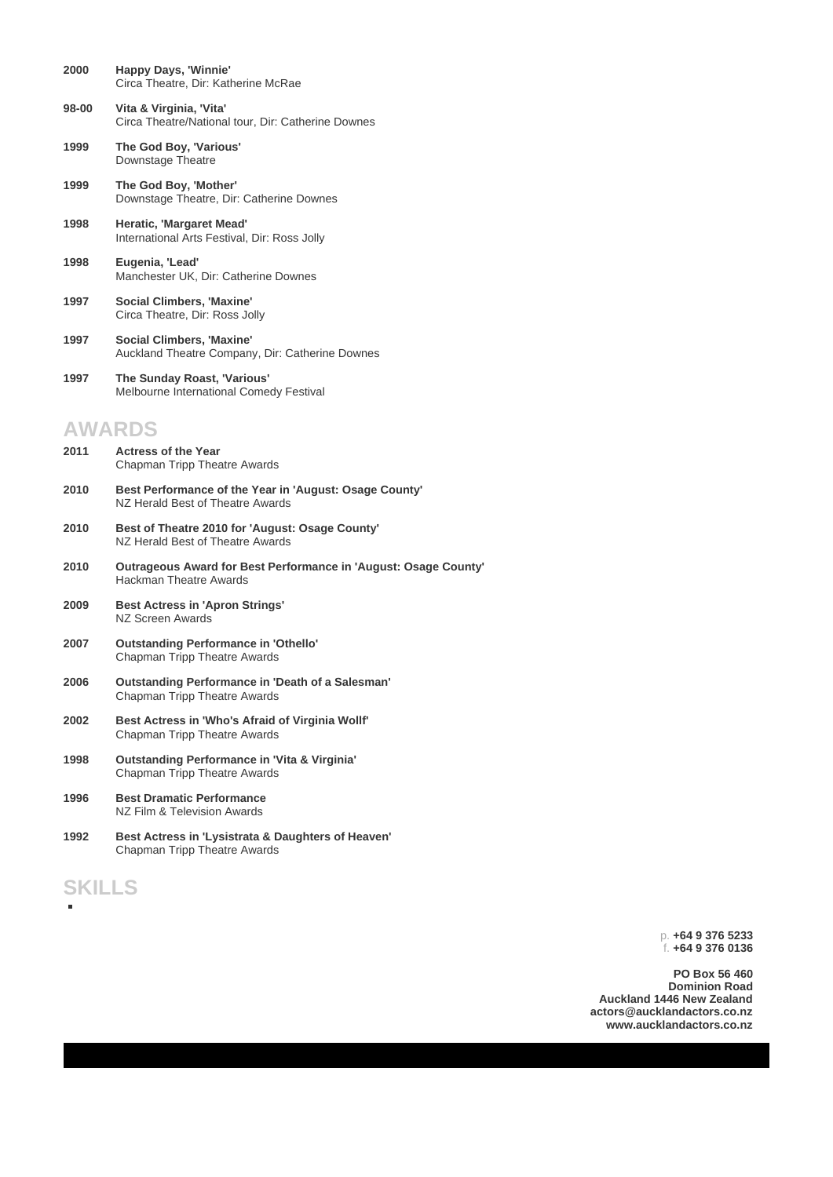**2000** **Happy Days, 'Winnie'**
Circa Theatre, Dir: Katherine McRae

**98-00** **Vita & Virginia, 'Vita'**
Circa Theatre/National tour, Dir: Catherine Downes

**1999** **The God Boy, 'Various'**
Downstage Theatre

**1999** **The God Boy, 'Mother'**
Downstage Theatre, Dir: Catherine Downes

**1998** **Heratic, 'Margaret Mead'**
International Arts Festival, Dir: Ross Jolly

**1998** **Eugenia, 'Lead'**
Manchester UK, Dir: Catherine Downes

**1997** **Social Climbers, 'Maxine'**
Circa Theatre, Dir: Ross Jolly

**1997** **Social Climbers, 'Maxine'**
Auckland Theatre Company, Dir: Catherine Downes

**1997** **The Sunday Roast, 'Various'**
Melbourne International Comedy Festival

## AWARDS

**2011** **Actress of the Year**
Chapman Tripp Theatre Awards

**2010** **Best Performance of the Year in 'August: Osage County'**
NZ Herald Best of Theatre Awards

**2010** **Best of Theatre 2010 for 'August: Osage County'**
NZ Herald Best of Theatre Awards

**2010** **Outrageous Award for Best Performance in 'August: Osage County'**
Hackman Theatre Awards

**2009** **Best Actress in 'Apron Strings'**
NZ Screen Awards

**2007** **Outstanding Performance in 'Othello'**
Chapman Tripp Theatre Awards

**2006** **Outstanding Performance in 'Death of a Salesman'**
Chapman Tripp Theatre Awards

**2002** **Best Actress in 'Who's Afraid of Virginia Wollf'**
Chapman Tripp Theatre Awards

**1998** **Outstanding Performance in 'Vita & Virginia'**
Chapman Tripp Theatre Awards

**1996** **Best Dramatic Performance**
NZ Film & Television Awards

**1992** **Best Actress in 'Lysistrata & Daughters of Heaven'**
Chapman Tripp Theatre Awards

## SKILLS

- 

p. **+64 9 376 5233**
f. **+64 9 376 0136**

**PO Box 56 460**
**Dominion Road**
**Auckland 1446 New Zealand**
**actors@aucklandactors.co.nz**
**www.aucklandactors.co.nz**